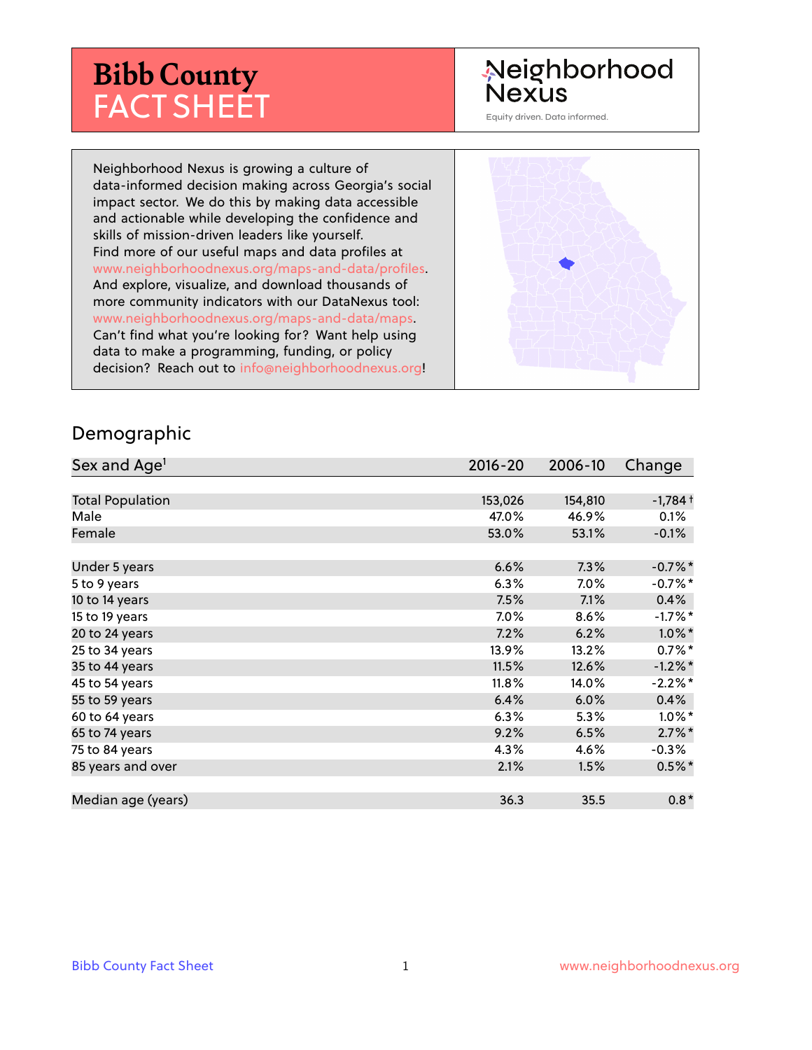# Bibb County FACT SHEET

Neighborhood Nexus

Equity driven. Data informed.

Neighborhood Nexus is growing a culture of data-informed decision making across Georgia's social impact sector. We do this by making data accessible and actionable while developing the confidence and skills of mission-driven leaders like yourself. Find more of our useful maps and data profiles at www.neighborhoodnexus.org/maps-and-data/profiles. And explore, visualize, and download thousands of more community indicators with our DataNexus tool: www.neighborhoodnexus.org/maps-and-data/maps. Can't find what you're looking for? Want help using data to make a programming, funding, or policy decision? Reach out to info@neighborhoodnexus.org!

## Demographic

| Sex and Age[1] | 2016-20 | 2006-10 | Change |
|---|---|---|---|
| Total Population | 153,026 | 154,810 | -1,784 † |
| Male | 47.0% | 46.9% | 0.1% |
| Female | 53.0% | 53.1% | -0.1% |
| | | | |
| Under 5 years | 6.6% | 7.3% | -0.7% * |
| 5 to 9 years | 6.3% | 7.0% | -0.7% * |
| 10 to 14 years | 7.5% | 7.1% | 0.4% |
| 15 to 19 years | 7.0% | 8.6% | -1.7% * |
| 20 to 24 years | 7.2% | 6.2% | 1.0% * |
| 25 to 34 years | 13.9% | 13.2% | 0.7% * |
| 35 to 44 years | 11.5% | 12.6% | -1.2% * |
| 45 to 54 years | 11.8% | 14.0% | -2.2% * |
| 55 to 59 years | 6.4% | 6.0% | 0.4% |
| 60 to 64 years | 6.3% | 5.3% | 1.0% * |
| 65 to 74 years | 9.2% | 6.5% | 2.7% * |
| 75 to 84 years | 4.3% | 4.6% | -0.3% |
| 85 years and over | 2.1% | 1.5% | 0.5% * |
| | | | |
| Median age (years) | 36.3 | 35.5 | 0.8 * |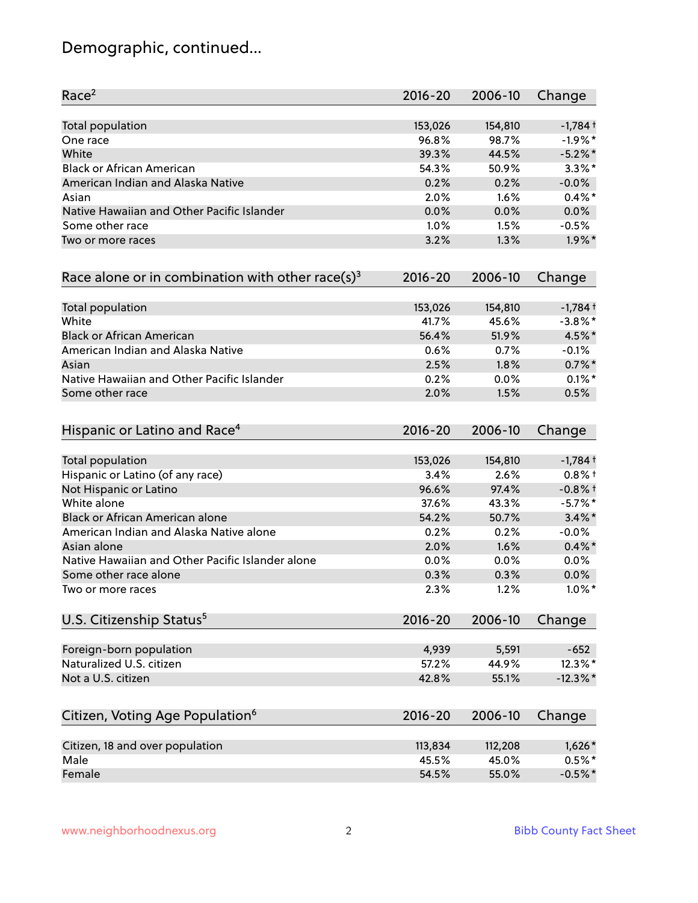# Demographic, continued...

| Race[2] | 2016-20 | 2006-10 | Change |
|---|---|---|---|
| Total population | 153,026 | 154,810 | -1,784 † |
| One race | 96.8% | 98.7% | -1.9% * |
| White | 39.3% | 44.5% | -5.2% * |
| Black or African American | 54.3% | 50.9% | 3.3% * |
| American Indian and Alaska Native | 0.2% | 0.2% | -0.0% |
| Asian | 2.0% | 1.6% | 0.4% * |
| Native Hawaiian and Other Pacific Islander | 0.0% | 0.0% | 0.0% |
| Some other race | 1.0% | 1.5% | -0.5% |
| Two or more races | 3.2% | 1.3% | 1.9% * |

| Race alone or in combination with other race(s)[3] | 2016-20 | 2006-10 | Change |
|---|---|---|---|
| Total population | 153,026 | 154,810 | -1,784 † |
| White | 41.7% | 45.6% | -3.8% * |
| Black or African American | 56.4% | 51.9% | 4.5% * |
| American Indian and Alaska Native | 0.6% | 0.7% | -0.1% |
| Asian | 2.5% | 1.8% | 0.7% * |
| Native Hawaiian and Other Pacific Islander | 0.2% | 0.0% | 0.1% * |
| Some other race | 2.0% | 1.5% | 0.5% |

| Hispanic or Latino and Race[4] | 2016-20 | 2006-10 | Change |
|---|---|---|---|
| Total population | 153,026 | 154,810 | -1,784 † |
| Hispanic or Latino (of any race) | 3.4% | 2.6% | 0.8% † |
| Not Hispanic or Latino | 96.6% | 97.4% | -0.8% † |
| White alone | 37.6% | 43.3% | -5.7% * |
| Black or African American alone | 54.2% | 50.7% | 3.4% * |
| American Indian and Alaska Native alone | 0.2% | 0.2% | -0.0% |
| Asian alone | 2.0% | 1.6% | 0.4% * |
| Native Hawaiian and Other Pacific Islander alone | 0.0% | 0.0% | 0.0% |
| Some other race alone | 0.3% | 0.3% | 0.0% |
| Two or more races | 2.3% | 1.2% | 1.0% * |

| U.S. Citizenship Status[5] | 2016-20 | 2006-10 | Change |
|---|---|---|---|
| Foreign-born population | 4,939 | 5,591 | -652 |
| Naturalized U.S. citizen | 57.2% | 44.9% | 12.3% * |
| Not a U.S. citizen | 42.8% | 55.1% | -12.3% * |

| Citizen, Voting Age Population[6] | 2016-20 | 2006-10 | Change |
|---|---|---|---|
| Citizen, 18 and over population | 113,834 | 112,208 | 1,626 * |
| Male | 45.5% | 45.0% | 0.5% * |
| Female | 54.5% | 55.0% | -0.5% * |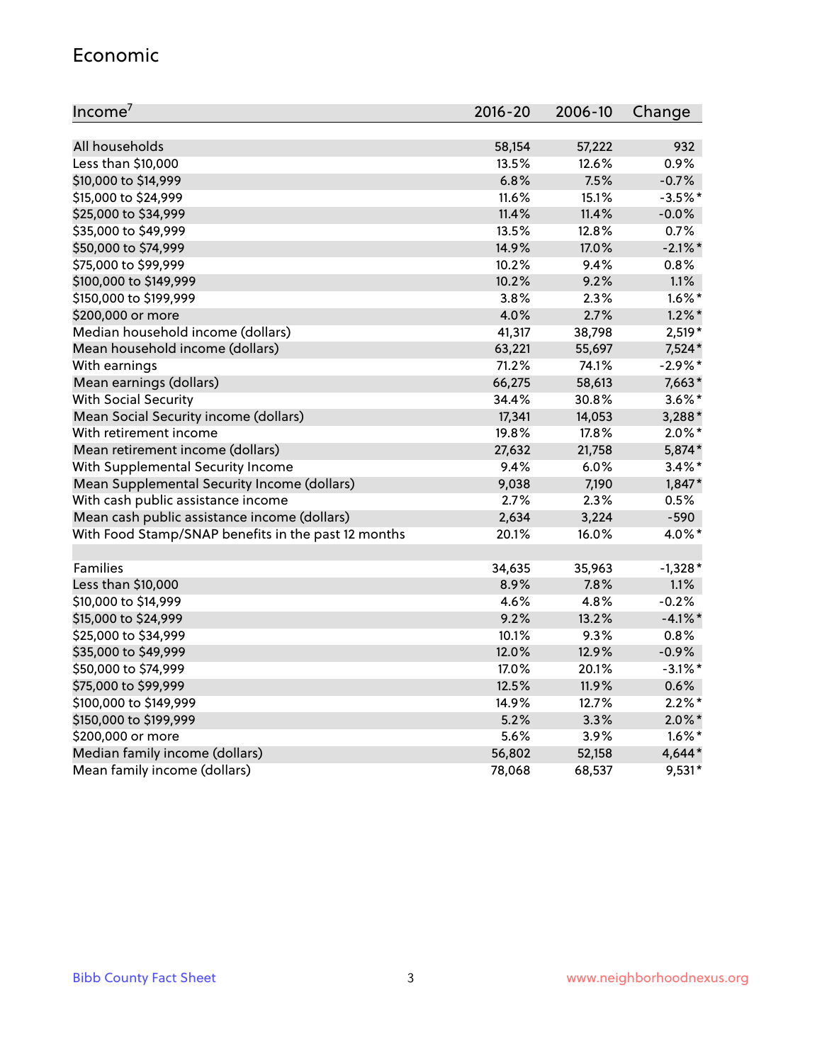## Economic

| Income[7] | 2016-20 | 2006-10 | Change |
|---|---|---|---|
| All households | 58,154 | 57,222 | 932 |
| Less than $10,000 | 13.5% | 12.6% | 0.9% |
| $10,000 to $14,999 | 6.8% | 7.5% | -0.7% |
| $15,000 to $24,999 | 11.6% | 15.1% | -3.5%* |
| $25,000 to $34,999 | 11.4% | 11.4% | -0.0% |
| $35,000 to $49,999 | 13.5% | 12.8% | 0.7% |
| $50,000 to $74,999 | 14.9% | 17.0% | -2.1%* |
| $75,000 to $99,999 | 10.2% | 9.4% | 0.8% |
| $100,000 to $149,999 | 10.2% | 9.2% | 1.1% |
| $150,000 to $199,999 | 3.8% | 2.3% | 1.6%* |
| $200,000 or more | 4.0% | 2.7% | 1.2%* |
| Median household income (dollars) | 41,317 | 38,798 | 2,519* |
| Mean household income (dollars) | 63,221 | 55,697 | 7,524* |
| With earnings | 71.2% | 74.1% | -2.9%* |
| Mean earnings (dollars) | 66,275 | 58,613 | 7,663* |
| With Social Security | 34.4% | 30.8% | 3.6%* |
| Mean Social Security income (dollars) | 17,341 | 14,053 | 3,288* |
| With retirement income | 19.8% | 17.8% | 2.0%* |
| Mean retirement income (dollars) | 27,632 | 21,758 | 5,874* |
| With Supplemental Security Income | 9.4% | 6.0% | 3.4%* |
| Mean Supplemental Security Income (dollars) | 9,038 | 7,190 | 1,847* |
| With cash public assistance income | 2.7% | 2.3% | 0.5% |
| Mean cash public assistance income (dollars) | 2,634 | 3,224 | -590 |
| With Food Stamp/SNAP benefits in the past 12 months | 20.1% | 16.0% | 4.0%* |
| | | | |
| Families | 34,635 | 35,963 | -1,328* |
| Less than $10,000 | 8.9% | 7.8% | 1.1% |
| $10,000 to $14,999 | 4.6% | 4.8% | -0.2% |
| $15,000 to $24,999 | 9.2% | 13.2% | -4.1%* |
| $25,000 to $34,999 | 10.1% | 9.3% | 0.8% |
| $35,000 to $49,999 | 12.0% | 12.9% | -0.9% |
| $50,000 to $74,999 | 17.0% | 20.1% | -3.1%* |
| $75,000 to $99,999 | 12.5% | 11.9% | 0.6% |
| $100,000 to $149,999 | 14.9% | 12.7% | 2.2%* |
| $150,000 to $199,999 | 5.2% | 3.3% | 2.0%* |
| $200,000 or more | 5.6% | 3.9% | 1.6%* |
| Median family income (dollars) | 56,802 | 52,158 | 4,644* |
| Mean family income (dollars) | 78,068 | 68,537 | 9,531* |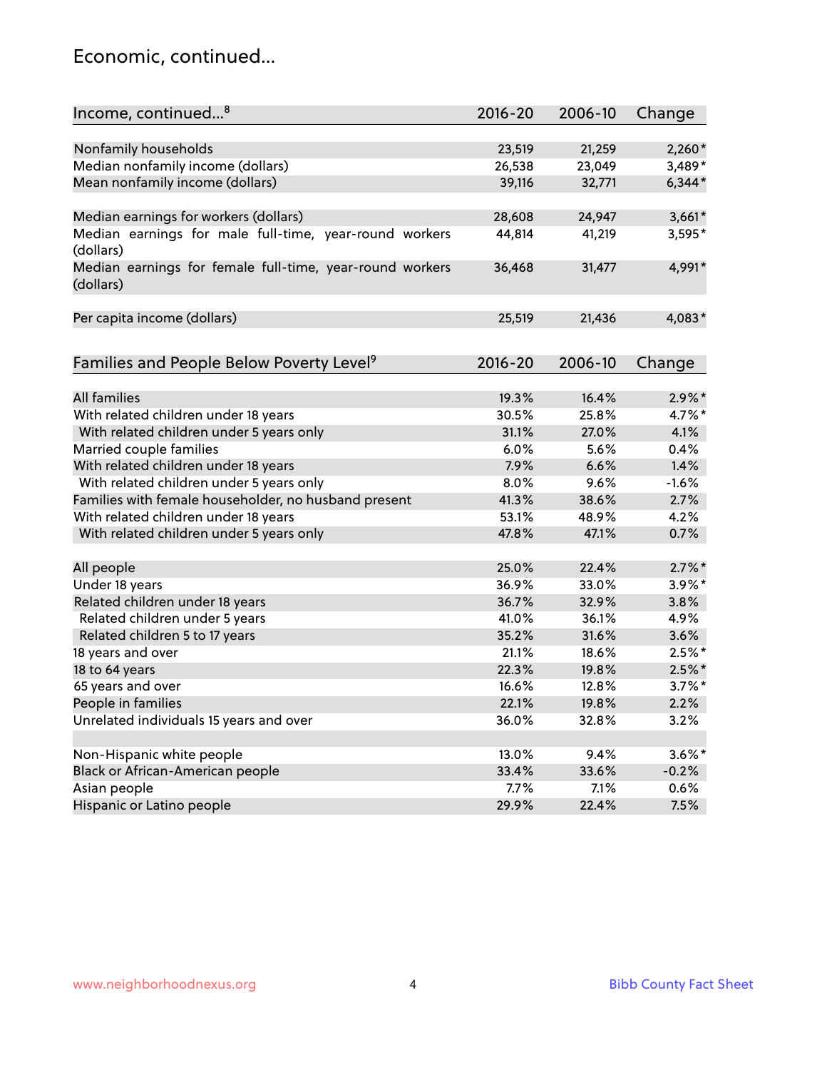## Economic, continued...

| Income, continued...[8] | 2016-20 | 2006-10 | Change |
|---|---|---|---|
| Nonfamily households | 23,519 | 21,259 | 2,260* |
| Median nonfamily income (dollars) | 26,538 | 23,049 | 3,489* |
| Mean nonfamily income (dollars) | 39,116 | 32,771 | 6,344* |
| Median earnings for workers (dollars) | 28,608 | 24,947 | 3,661* |
| Median earnings for male full-time, year-round workers (dollars) | 44,814 | 41,219 | 3,595* |
| Median earnings for female full-time, year-round workers (dollars) | 36,468 | 31,477 | 4,991* |
| Per capita income (dollars) | 25,519 | 21,436 | 4,083* |

| Families and People Below Poverty Level[9] | 2016-20 | 2006-10 | Change |
|---|---|---|---|
| All families | 19.3% | 16.4% | 2.9%* |
| With related children under 18 years | 30.5% | 25.8% | 4.7%* |
| With related children under 5 years only | 31.1% | 27.0% | 4.1% |
| Married couple families | 6.0% | 5.6% | 0.4% |
| With related children under 18 years | 7.9% | 6.6% | 1.4% |
| With related children under 5 years only | 8.0% | 9.6% | -1.6% |
| Families with female householder, no husband present | 41.3% | 38.6% | 2.7% |
| With related children under 18 years | 53.1% | 48.9% | 4.2% |
| With related children under 5 years only | 47.8% | 47.1% | 0.7% |
| All people | 25.0% | 22.4% | 2.7%* |
| Under 18 years | 36.9% | 33.0% | 3.9%* |
| Related children under 18 years | 36.7% | 32.9% | 3.8% |
| Related children under 5 years | 41.0% | 36.1% | 4.9% |
| Related children 5 to 17 years | 35.2% | 31.6% | 3.6% |
| 18 years and over | 21.1% | 18.6% | 2.5%* |
| 18 to 64 years | 22.3% | 19.8% | 2.5%* |
| 65 years and over | 16.6% | 12.8% | 3.7%* |
| People in families | 22.1% | 19.8% | 2.2% |
| Unrelated individuals 15 years and over | 36.0% | 32.8% | 3.2% |
| Non-Hispanic white people | 13.0% | 9.4% | 3.6%* |
| Black or African-American people | 33.4% | 33.6% | -0.2% |
| Asian people | 7.7% | 7.1% | 0.6% |
| Hispanic or Latino people | 29.9% | 22.4% | 7.5% |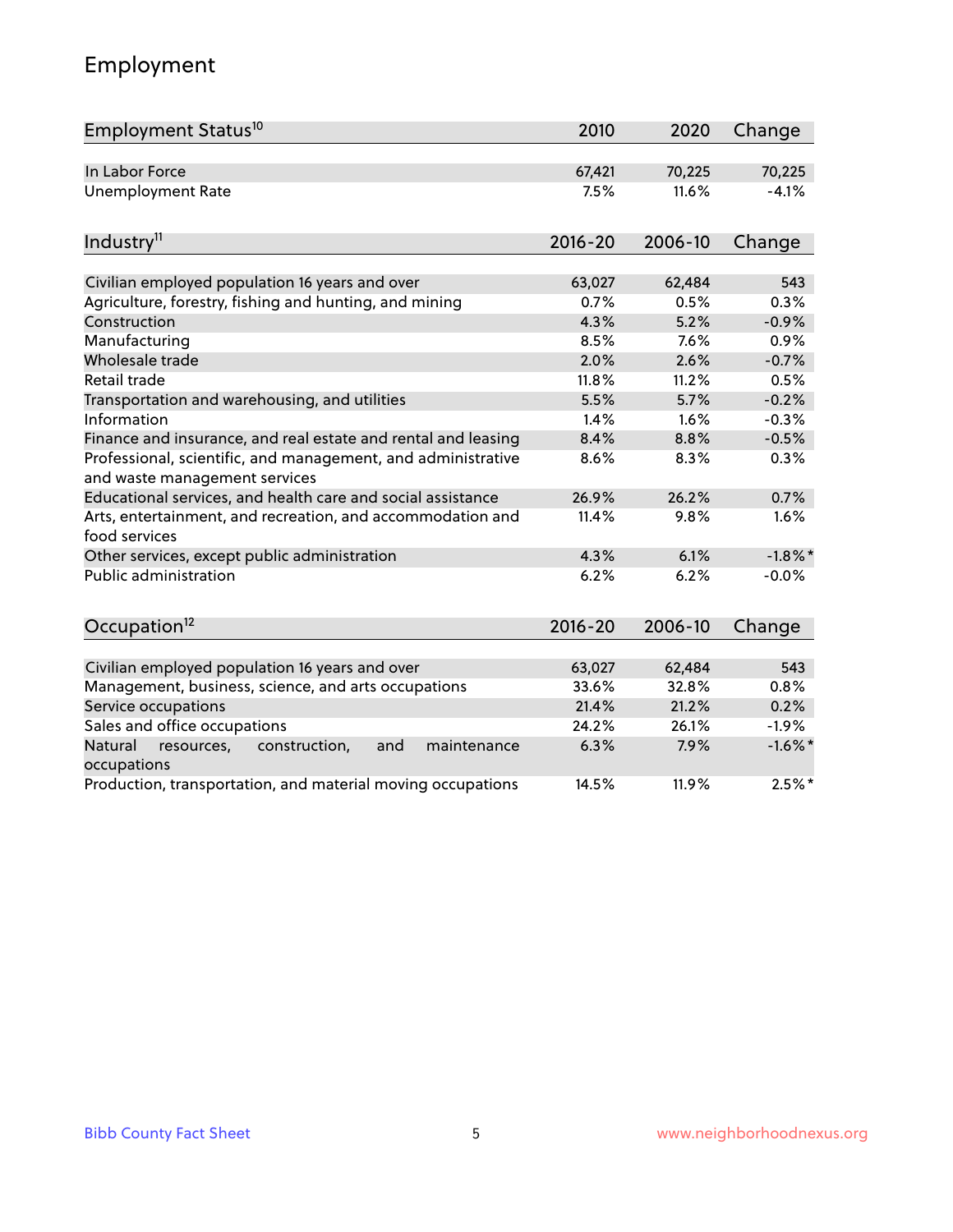# Employment

| Employment Status[10] | 2010 | 2020 | Change |
|---|---|---|---|
| In Labor Force | 67,421 | 70,225 | 70,225 |
| Unemployment Rate | 7.5% | 11.6% | -4.1% |

| Industry[11] | 2016-20 | 2006-10 | Change |
|---|---|---|---|
| Civilian employed population 16 years and over | 63,027 | 62,484 | 543 |
| Agriculture, forestry, fishing and hunting, and mining | 0.7% | 0.5% | 0.3% |
| Construction | 4.3% | 5.2% | -0.9% |
| Manufacturing | 8.5% | 7.6% | 0.9% |
| Wholesale trade | 2.0% | 2.6% | -0.7% |
| Retail trade | 11.8% | 11.2% | 0.5% |
| Transportation and warehousing, and utilities | 5.5% | 5.7% | -0.2% |
| Information | 1.4% | 1.6% | -0.3% |
| Finance and insurance, and real estate and rental and leasing | 8.4% | 8.8% | -0.5% |
| Professional, scientific, and management, and administrative and waste management services | 8.6% | 8.3% | 0.3% |
| Educational services, and health care and social assistance | 26.9% | 26.2% | 0.7% |
| Arts, entertainment, and recreation, and accommodation and food services | 11.4% | 9.8% | 1.6% |
| Other services, except public administration | 4.3% | 6.1% | -1.8%* |
| Public administration | 6.2% | 6.2% | -0.0% |

| Occupation[12] | 2016-20 | 2006-10 | Change |
|---|---|---|---|
| Civilian employed population 16 years and over | 63,027 | 62,484 | 543 |
| Management, business, science, and arts occupations | 33.6% | 32.8% | 0.8% |
| Service occupations | 21.4% | 21.2% | 0.2% |
| Sales and office occupations | 24.2% | 26.1% | -1.9% |
| Natural resources, construction, and maintenance occupations | 6.3% | 7.9% | -1.6%* |
| Production, transportation, and material moving occupations | 14.5% | 11.9% | 2.5%* |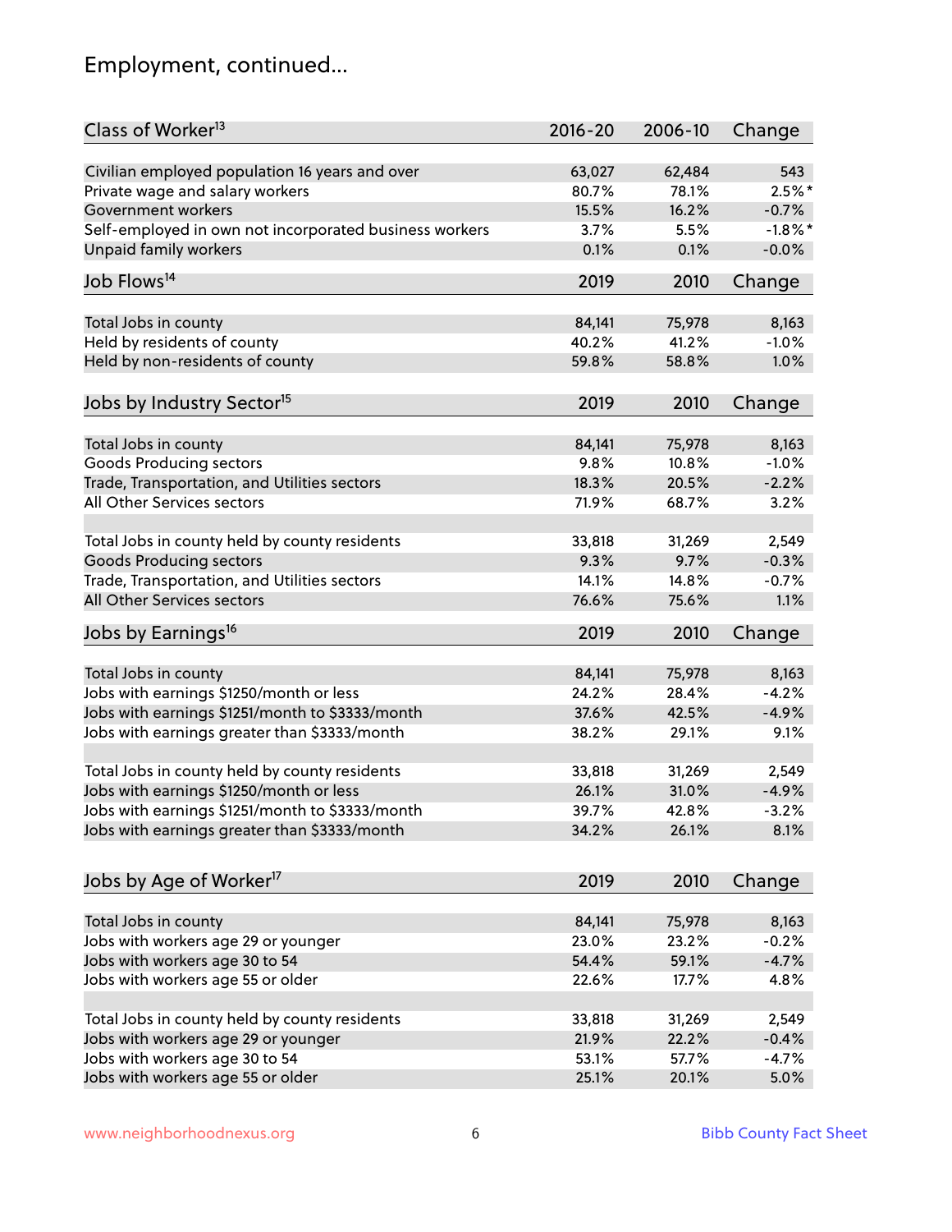# Employment, continued...

| Class of Worker[13] | 2016-20 | 2006-10 | Change |
|---|---|---|---|
| Civilian employed population 16 years and over | 63,027 | 62,484 | 543 |
| Private wage and salary workers | 80.7% | 78.1% | 2.5%* |
| Government workers | 15.5% | 16.2% | -0.7% |
| Self-employed in own not incorporated business workers | 3.7% | 5.5% | -1.8%* |
| Unpaid family workers | 0.1% | 0.1% | -0.0% |

| Job Flows[14] | 2019 | 2010 | Change |
|---|---|---|---|
| Total Jobs in county | 84,141 | 75,978 | 8,163 |
| Held by residents of county | 40.2% | 41.2% | -1.0% |
| Held by non-residents of county | 59.8% | 58.8% | 1.0% |

| Jobs by Industry Sector[15] | 2019 | 2010 | Change |
|---|---|---|---|
| Total Jobs in county | 84,141 | 75,978 | 8,163 |
| Goods Producing sectors | 9.8% | 10.8% | -1.0% |
| Trade, Transportation, and Utilities sectors | 18.3% | 20.5% | -2.2% |
| All Other Services sectors | 71.9% | 68.7% | 3.2% |
| | | | |
| Total Jobs in county held by county residents | 33,818 | 31,269 | 2,549 |
| Goods Producing sectors | 9.3% | 9.7% | -0.3% |
| Trade, Transportation, and Utilities sectors | 14.1% | 14.8% | -0.7% |
| All Other Services sectors | 76.6% | 75.6% | 1.1% |

| Jobs by Earnings[16] | 2019 | 2010 | Change |
|---|---|---|---|
| Total Jobs in county | 84,141 | 75,978 | 8,163 |
| Jobs with earnings $1250/month or less | 24.2% | 28.4% | -4.2% |
| Jobs with earnings $1251/month to $3333/month | 37.6% | 42.5% | -4.9% |
| Jobs with earnings greater than $3333/month | 38.2% | 29.1% | 9.1% |
| | | | |
| Total Jobs in county held by county residents | 33,818 | 31,269 | 2,549 |
| Jobs with earnings $1250/month or less | 26.1% | 31.0% | -4.9% |
| Jobs with earnings $1251/month to $3333/month | 39.7% | 42.8% | -3.2% |
| Jobs with earnings greater than $3333/month | 34.2% | 26.1% | 8.1% |

| Jobs by Age of Worker[17] | 2019 | 2010 | Change |
|---|---|---|---|
| Total Jobs in county | 84,141 | 75,978 | 8,163 |
| Jobs with workers age 29 or younger | 23.0% | 23.2% | -0.2% |
| Jobs with workers age 30 to 54 | 54.4% | 59.1% | -4.7% |
| Jobs with workers age 55 or older | 22.6% | 17.7% | 4.8% |
| | | | |
| Total Jobs in county held by county residents | 33,818 | 31,269 | 2,549 |
| Jobs with workers age 29 or younger | 21.9% | 22.2% | -0.4% |
| Jobs with workers age 30 to 54 | 53.1% | 57.7% | -4.7% |
| Jobs with workers age 55 or older | 25.1% | 20.1% | 5.0% |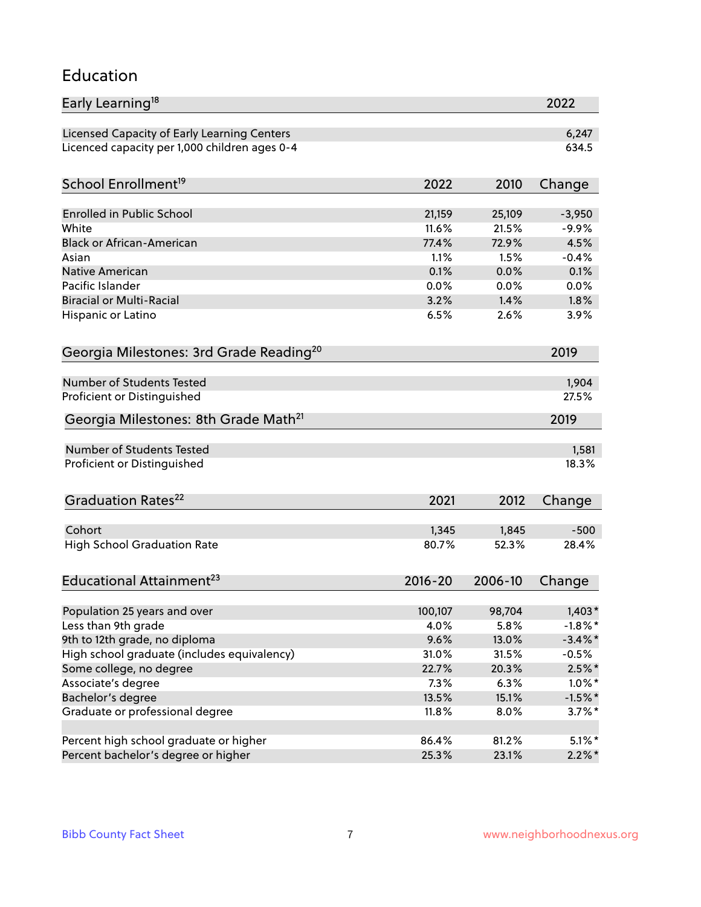## Education

| Early Learning[18] | 2022 |
|---|---|
| Licensed Capacity of Early Learning Centers | 6,247 |
| Licenced capacity per 1,000 children ages 0-4 | 634.5 |

| School Enrollment[19] | 2022 | 2010 | Change |
|---|---|---|---|
| Enrolled in Public School | 21,159 | 25,109 | -3,950 |
| White | 11.6% | 21.5% | -9.9% |
| Black or African-American | 77.4% | 72.9% | 4.5% |
| Asian | 1.1% | 1.5% | -0.4% |
| Native American | 0.1% | 0.0% | 0.1% |
| Pacific Islander | 0.0% | 0.0% | 0.0% |
| Biracial or Multi-Racial | 3.2% | 1.4% | 1.8% |
| Hispanic or Latino | 6.5% | 2.6% | 3.9% |

| Georgia Milestones: 3rd Grade Reading[20] | 2019 |
|---|---|
| Number of Students Tested | 1,904 |
| Proficient or Distinguished | 27.5% |

| Georgia Milestones: 8th Grade Math[21] | 2019 |
|---|---|
| Number of Students Tested | 1,581 |
| Proficient or Distinguished | 18.3% |

| Graduation Rates[22] | 2021 | 2012 | Change |
|---|---|---|---|
| Cohort | 1,345 | 1,845 | -500 |
| High School Graduation Rate | 80.7% | 52.3% | 28.4% |

| Educational Attainment[23] | 2016-20 | 2006-10 | Change |
|---|---|---|---|
| Population 25 years and over | 100,107 | 98,704 | 1,403* |
| Less than 9th grade | 4.0% | 5.8% | -1.8%* |
| 9th to 12th grade, no diploma | 9.6% | 13.0% | -3.4%* |
| High school graduate (includes equivalency) | 31.0% | 31.5% | -0.5% |
| Some college, no degree | 22.7% | 20.3% | 2.5%* |
| Associate's degree | 7.3% | 6.3% | 1.0%* |
| Bachelor's degree | 13.5% | 15.1% | -1.5%* |
| Graduate or professional degree | 11.8% | 8.0% | 3.7%* |
| | | | |
| Percent high school graduate or higher | 86.4% | 81.2% | 5.1%* |
| Percent bachelor's degree or higher | 25.3% | 23.1% | 2.2%* |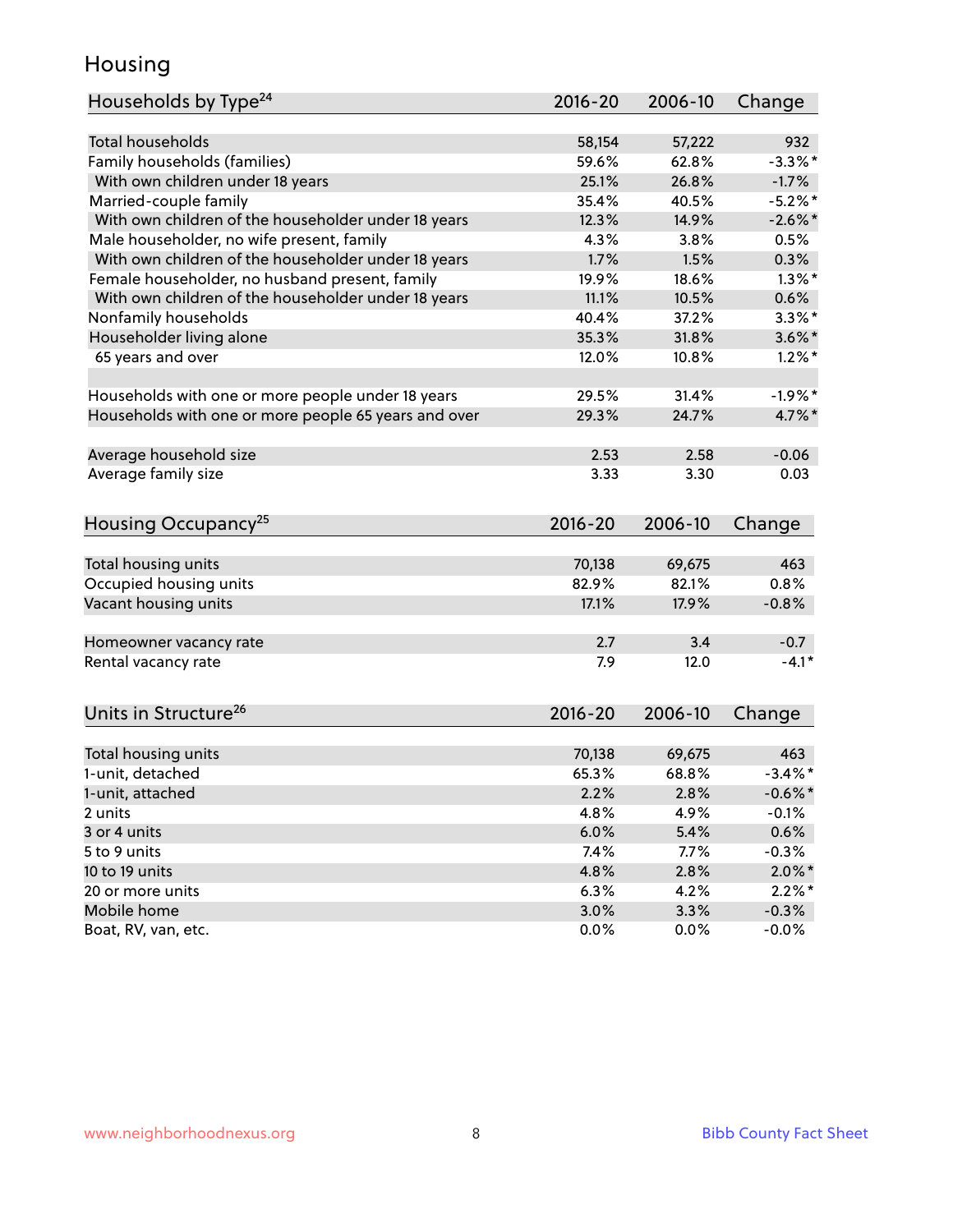# Housing

| Households by Type[24] | 2016-20 | 2006-10 | Change |
|---|---|---|---|
| Total households | 58,154 | 57,222 | 932 |
| Family households (families) | 59.6% | 62.8% | -3.3%* |
| With own children under 18 years | 25.1% | 26.8% | -1.7% |
| Married-couple family | 35.4% | 40.5% | -5.2%* |
| With own children of the householder under 18 years | 12.3% | 14.9% | -2.6%* |
| Male householder, no wife present, family | 4.3% | 3.8% | 0.5% |
| With own children of the householder under 18 years | 1.7% | 1.5% | 0.3% |
| Female householder, no husband present, family | 19.9% | 18.6% | 1.3%* |
| With own children of the householder under 18 years | 11.1% | 10.5% | 0.6% |
| Nonfamily households | 40.4% | 37.2% | 3.3%* |
| Householder living alone | 35.3% | 31.8% | 3.6%* |
| 65 years and over | 12.0% | 10.8% | 1.2%* |
| | | | |
| Households with one or more people under 18 years | 29.5% | 31.4% | -1.9%* |
| Households with one or more people 65 years and over | 29.3% | 24.7% | 4.7%* |
| | | | |
| Average household size | 2.53 | 2.58 | -0.06 |
| Average family size | 3.33 | 3.30 | 0.03 |

| Housing Occupancy[25] | 2016-20 | 2006-10 | Change |
|---|---|---|---|
| Total housing units | 70,138 | 69,675 | 463 |
| Occupied housing units | 82.9% | 82.1% | 0.8% |
| Vacant housing units | 17.1% | 17.9% | -0.8% |
| | | | |
| Homeowner vacancy rate | 2.7 | 3.4 | -0.7 |
| Rental vacancy rate | 7.9 | 12.0 | -4.1* |

| Units in Structure[26] | 2016-20 | 2006-10 | Change |
|---|---|---|---|
| Total housing units | 70,138 | 69,675 | 463 |
| 1-unit, detached | 65.3% | 68.8% | -3.4%* |
| 1-unit, attached | 2.2% | 2.8% | -0.6%* |
| 2 units | 4.8% | 4.9% | -0.1% |
| 3 or 4 units | 6.0% | 5.4% | 0.6% |
| 5 to 9 units | 7.4% | 7.7% | -0.3% |
| 10 to 19 units | 4.8% | 2.8% | 2.0%* |
| 20 or more units | 6.3% | 4.2% | 2.2%* |
| Mobile home | 3.0% | 3.3% | -0.3% |
| Boat, RV, van, etc. | 0.0% | 0.0% | -0.0% |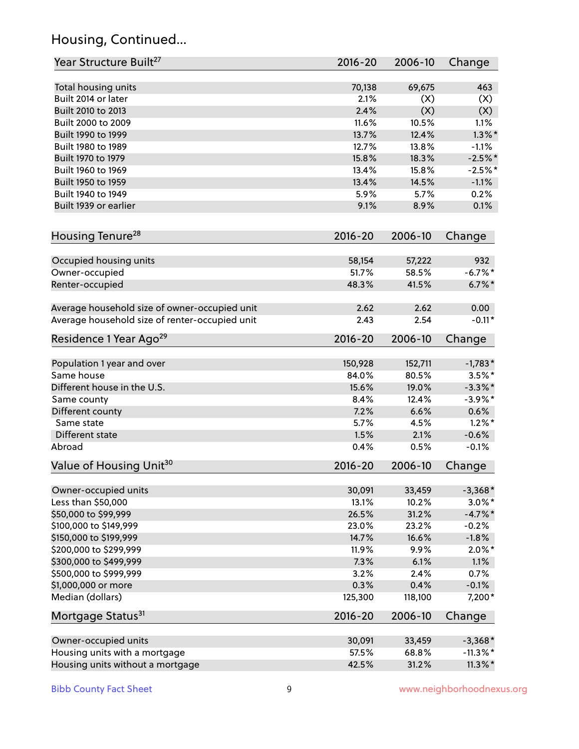## Housing, Continued...

| Year Structure Built[27] | 2016-20 | 2006-10 | Change |
|---|---|---|---|
| Total housing units | 70,138 | 69,675 | 463 |
| Built 2014 or later | 2.1% | (X) | (X) |
| Built 2010 to 2013 | 2.4% | (X) | (X) |
| Built 2000 to 2009 | 11.6% | 10.5% | 1.1% |
| Built 1990 to 1999 | 13.7% | 12.4% | 1.3%* |
| Built 1980 to 1989 | 12.7% | 13.8% | -1.1% |
| Built 1970 to 1979 | 15.8% | 18.3% | -2.5%* |
| Built 1960 to 1969 | 13.4% | 15.8% | -2.5%* |
| Built 1950 to 1959 | 13.4% | 14.5% | -1.1% |
| Built 1940 to 1949 | 5.9% | 5.7% | 0.2% |
| Built 1939 or earlier | 9.1% | 8.9% | 0.1% |

| Housing Tenure[28] | 2016-20 | 2006-10 | Change |
|---|---|---|---|
| Occupied housing units | 58,154 | 57,222 | 932 |
| Owner-occupied | 51.7% | 58.5% | -6.7%* |
| Renter-occupied | 48.3% | 41.5% | 6.7%* |
| Average household size of owner-occupied unit | 2.62 | 2.62 | 0.00 |
| Average household size of renter-occupied unit | 2.43 | 2.54 | -0.11* |

| Residence 1 Year Ago[29] | 2016-20 | 2006-10 | Change |
|---|---|---|---|
| Population 1 year and over | 150,928 | 152,711 | -1,783* |
| Same house | 84.0% | 80.5% | 3.5%* |
| Different house in the U.S. | 15.6% | 19.0% | -3.3%* |
| Same county | 8.4% | 12.4% | -3.9%* |
| Different county | 7.2% | 6.6% | 0.6% |
| Same state | 5.7% | 4.5% | 1.2%* |
| Different state | 1.5% | 2.1% | -0.6% |
| Abroad | 0.4% | 0.5% | -0.1% |

| Value of Housing Unit[30] | 2016-20 | 2006-10 | Change |
|---|---|---|---|
| Owner-occupied units | 30,091 | 33,459 | -3,368* |
| Less than $50,000 | 13.1% | 10.2% | 3.0%* |
| $50,000 to $99,999 | 26.5% | 31.2% | -4.7%* |
| $100,000 to $149,999 | 23.0% | 23.2% | -0.2% |
| $150,000 to $199,999 | 14.7% | 16.6% | -1.8% |
| $200,000 to $299,999 | 11.9% | 9.9% | 2.0%* |
| $300,000 to $499,999 | 7.3% | 6.1% | 1.1% |
| $500,000 to $999,999 | 3.2% | 2.4% | 0.7% |
| $1,000,000 or more | 0.3% | 0.4% | -0.1% |
| Median (dollars) | 125,300 | 118,100 | 7,200* |

| Mortgage Status[31] | 2016-20 | 2006-10 | Change |
|---|---|---|---|
| Owner-occupied units | 30,091 | 33,459 | -3,368* |
| Housing units with a mortgage | 57.5% | 68.8% | -11.3%* |
| Housing units without a mortgage | 42.5% | 31.2% | 11.3%* |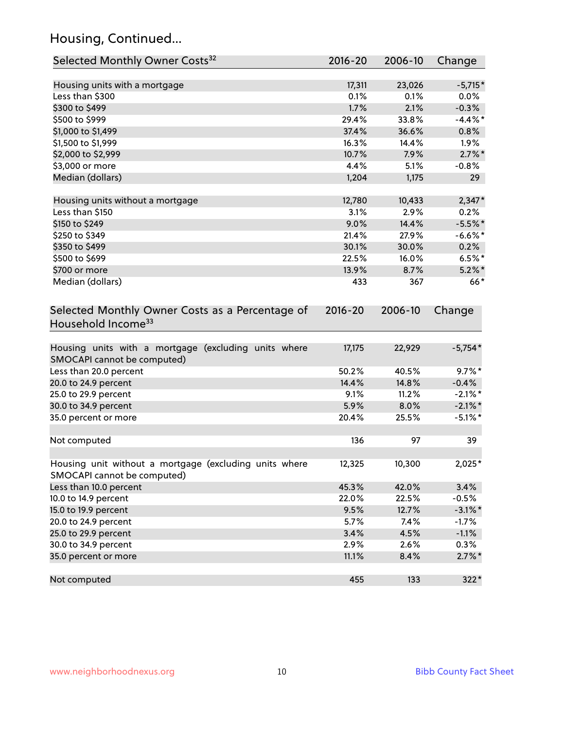## Housing, Continued...

| Selected Monthly Owner Costs[32] | 2016-20 | 2006-10 | Change |
|---|---|---|---|
| Housing units with a mortgage | 17,311 | 23,026 | -5,715* |
| Less than $300 | 0.1% | 0.1% | 0.0% |
| $300 to $499 | 1.7% | 2.1% | -0.3% |
| $500 to $999 | 29.4% | 33.8% | -4.4%* |
| $1,000 to $1,499 | 37.4% | 36.6% | 0.8% |
| $1,500 to $1,999 | 16.3% | 14.4% | 1.9% |
| $2,000 to $2,999 | 10.7% | 7.9% | 2.7%* |
| $3,000 or more | 4.4% | 5.1% | -0.8% |
| Median (dollars) | 1,204 | 1,175 | 29 |
| | | | |
| Housing units without a mortgage | 12,780 | 10,433 | 2,347* |
| Less than $150 | 3.1% | 2.9% | 0.2% |
| $150 to $249 | 9.0% | 14.4% | -5.5%* |
| $250 to $349 | 21.4% | 27.9% | -6.6%* |
| $350 to $499 | 30.1% | 30.0% | 0.2% |
| $500 to $699 | 22.5% | 16.0% | 6.5%* |
| $700 or more | 13.9% | 8.7% | 5.2%* |
| Median (dollars) | 433 | 367 | 66* |

| Selected Monthly Owner Costs as a Percentage of Household Income[33] | 2016-20 | 2006-10 | Change |
|---|---|---|---|
| Housing units with a mortgage (excluding units where SMOCAPI cannot be computed) | 17,175 | 22,929 | -5,754* |
| Less than 20.0 percent | 50.2% | 40.5% | 9.7%* |
| 20.0 to 24.9 percent | 14.4% | 14.8% | -0.4% |
| 25.0 to 29.9 percent | 9.1% | 11.2% | -2.1%* |
| 30.0 to 34.9 percent | 5.9% | 8.0% | -2.1%* |
| 35.0 percent or more | 20.4% | 25.5% | -5.1%* |
| | | | |
| Not computed | 136 | 97 | 39 |
| | | | |
| Housing unit without a mortgage (excluding units where SMOCAPI cannot be computed) | 12,325 | 10,300 | 2,025* |
| Less than 10.0 percent | 45.3% | 42.0% | 3.4% |
| 10.0 to 14.9 percent | 22.0% | 22.5% | -0.5% |
| 15.0 to 19.9 percent | 9.5% | 12.7% | -3.1%* |
| 20.0 to 24.9 percent | 5.7% | 7.4% | -1.7% |
| 25.0 to 29.9 percent | 3.4% | 4.5% | -1.1% |
| 30.0 to 34.9 percent | 2.9% | 2.6% | 0.3% |
| 35.0 percent or more | 11.1% | 8.4% | 2.7%* |
| | | | |
| Not computed | 455 | 133 | 322* |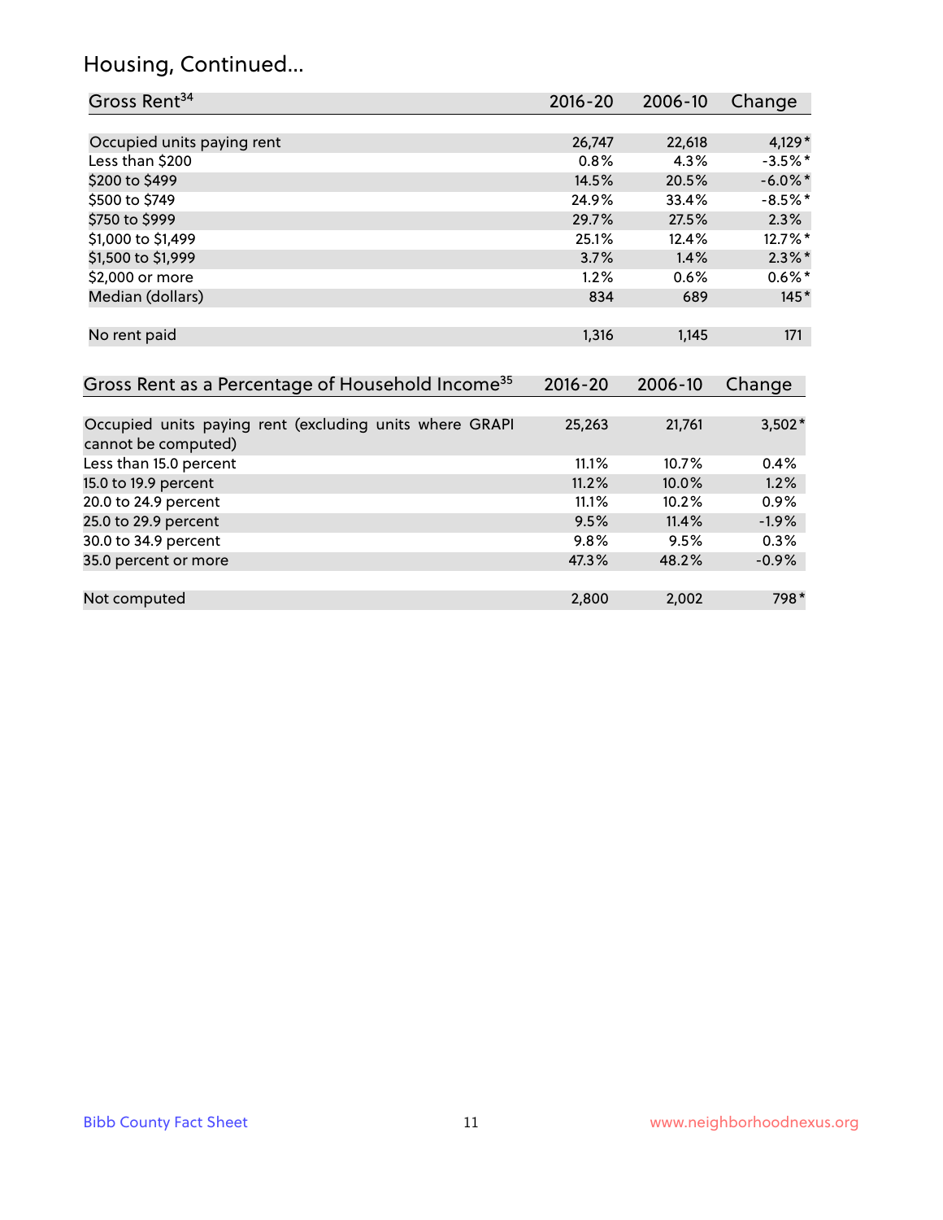## Housing, Continued...

| Gross Rent[34] | 2016-20 | 2006-10 | Change |
|---|---|---|---|
| Occupied units paying rent | 26,747 | 22,618 | 4,129* |
| Less than $200 | 0.8% | 4.3% | -3.5%* |
| $200 to $499 | 14.5% | 20.5% | -6.0%* |
| $500 to $749 | 24.9% | 33.4% | -8.5%* |
| $750 to $999 | 29.7% | 27.5% | 2.3% |
| $1,000 to $1,499 | 25.1% | 12.4% | 12.7%* |
| $1,500 to $1,999 | 3.7% | 1.4% | 2.3%* |
| $2,000 or more | 1.2% | 0.6% | 0.6%* |
| Median (dollars) | 834 | 689 | 145* |
| No rent paid | 1,316 | 1,145 | 171 |

| Gross Rent as a Percentage of Household Income[35] | 2016-20 | 2006-10 | Change |
|---|---|---|---|
| Occupied units paying rent (excluding units where GRAPI cannot be computed) | 25,263 | 21,761 | 3,502* |
| Less than 15.0 percent | 11.1% | 10.7% | 0.4% |
| 15.0 to 19.9 percent | 11.2% | 10.0% | 1.2% |
| 20.0 to 24.9 percent | 11.1% | 10.2% | 0.9% |
| 25.0 to 29.9 percent | 9.5% | 11.4% | -1.9% |
| 30.0 to 34.9 percent | 9.8% | 9.5% | 0.3% |
| 35.0 percent or more | 47.3% | 48.2% | -0.9% |
| Not computed | 2,800 | 2,002 | 798* |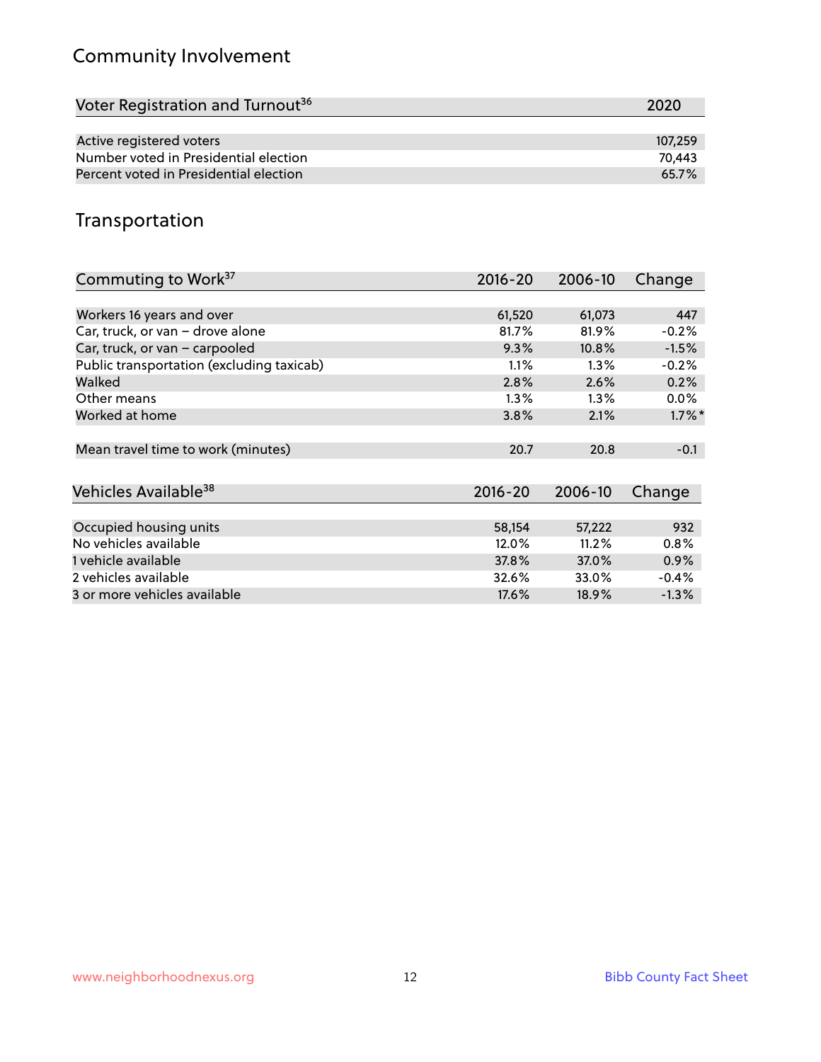## Community Involvement

| Voter Registration and Turnout[36] | 2020 |
|---|---|
| Active registered voters | 107,259 |
| Number voted in Presidential election | 70,443 |
| Percent voted in Presidential election | 65.7% |

## Transportation

| Commuting to Work[37] | 2016-20 | 2006-10 | Change |
|---|---|---|---|
| Workers 16 years and over | 61,520 | 61,073 | 447 |
| Car, truck, or van – drove alone | 81.7% | 81.9% | -0.2% |
| Car, truck, or van – carpooled | 9.3% | 10.8% | -1.5% |
| Public transportation (excluding taxicab) | 1.1% | 1.3% | -0.2% |
| Walked | 2.8% | 2.6% | 0.2% |
| Other means | 1.3% | 1.3% | 0.0% |
| Worked at home | 3.8% | 2.1% | 1.7%* |
| Mean travel time to work (minutes) | 20.7 | 20.8 | -0.1 |

| Vehicles Available[38] | 2016-20 | 2006-10 | Change |
|---|---|---|---|
| Occupied housing units | 58,154 | 57,222 | 932 |
| No vehicles available | 12.0% | 11.2% | 0.8% |
| 1 vehicle available | 37.8% | 37.0% | 0.9% |
| 2 vehicles available | 32.6% | 33.0% | -0.4% |
| 3 or more vehicles available | 17.6% | 18.9% | -1.3% |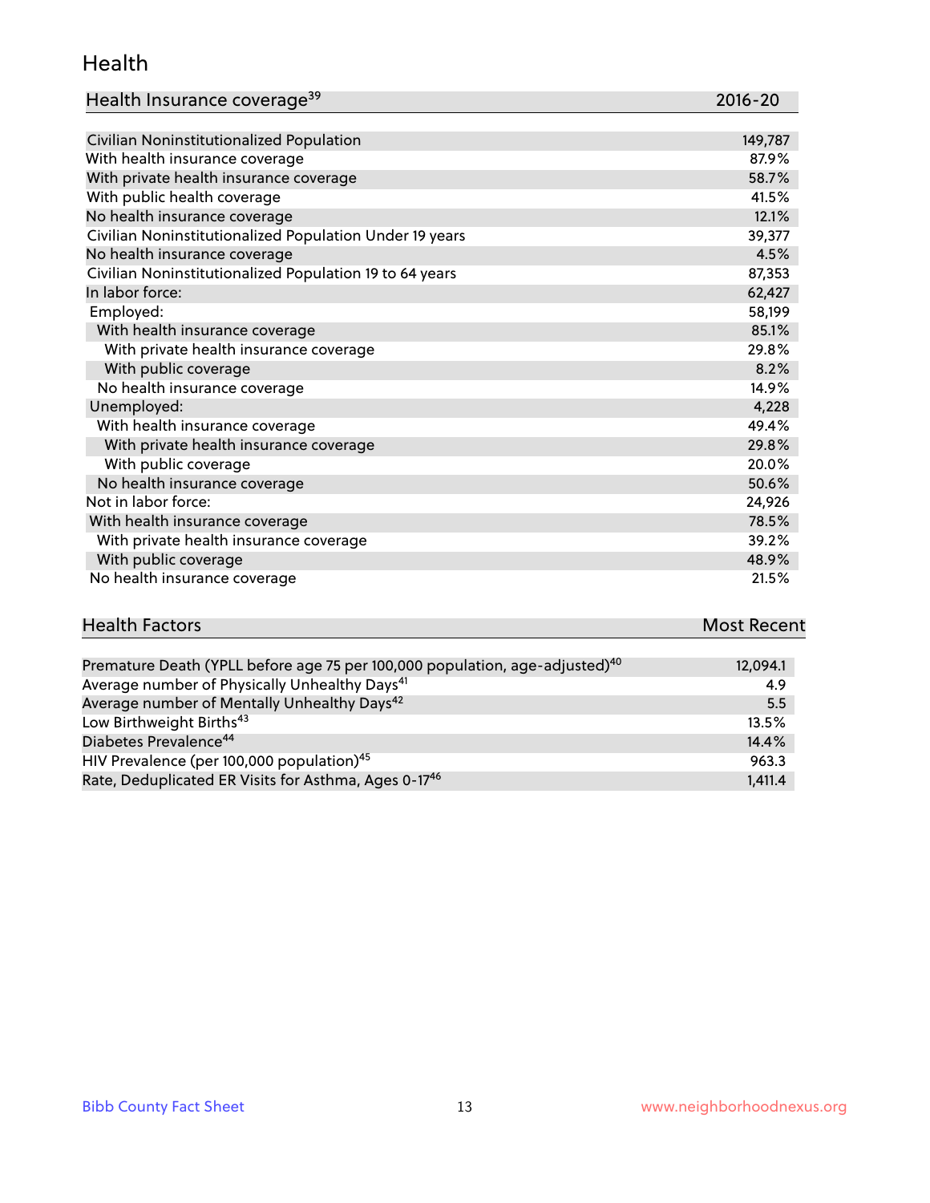## Health

| Health Insurance coverage[39] | 2016-20 |
|---|---|
| Civilian Noninstitutionalized Population | 149,787 |
| With health insurance coverage | 87.9% |
| With private health insurance coverage | 58.7% |
| With public health coverage | 41.5% |
| No health insurance coverage | 12.1% |
| Civilian Noninstitutionalized Population Under 19 years | 39,377 |
| No health insurance coverage | 4.5% |
| Civilian Noninstitutionalized Population 19 to 64 years | 87,353 |
| In labor force: | 62,427 |
| Employed: | 58,199 |
| With health insurance coverage | 85.1% |
| With private health insurance coverage | 29.8% |
| With public coverage | 8.2% |
| No health insurance coverage | 14.9% |
| Unemployed: | 4,228 |
| With health insurance coverage | 49.4% |
| With private health insurance coverage | 29.8% |
| With public coverage | 20.0% |
| No health insurance coverage | 50.6% |
| Not in labor force: | 24,926 |
| With health insurance coverage | 78.5% |
| With private health insurance coverage | 39.2% |
| With public coverage | 48.9% |
| No health insurance coverage | 21.5% |

| Health Factors | Most Recent |
|---|---|
| Premature Death (YPLL before age 75 per 100,000 population, age-adjusted)[40] | 12,094.1 |
| Average number of Physically Unhealthy Days[41] | 4.9 |
| Average number of Mentally Unhealthy Days[42] | 5.5 |
| Low Birthweight Births[43] | 13.5% |
| Diabetes Prevalence[44] | 14.4% |
| HIV Prevalence (per 100,000 population)[45] | 963.3 |
| Rate, Deduplicated ER Visits for Asthma, Ages 0-17[46] | 1,411.4 |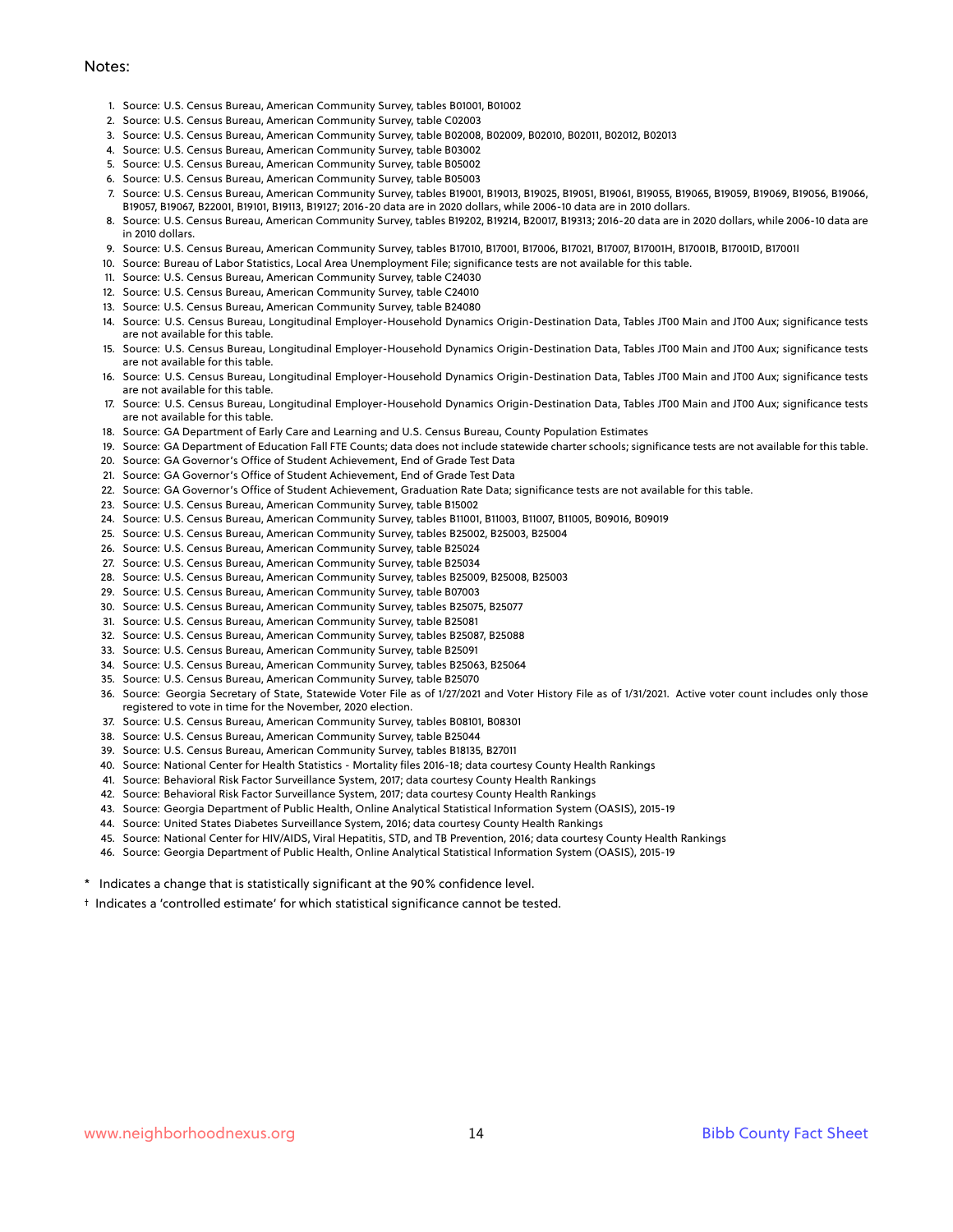Notes:

1. Source: U.S. Census Bureau, American Community Survey, tables B01001, B01002
2. Source: U.S. Census Bureau, American Community Survey, table C02003
3. Source: U.S. Census Bureau, American Community Survey, table B02008, B02009, B02010, B02011, B02012, B02013
4. Source: U.S. Census Bureau, American Community Survey, table B03002
5. Source: U.S. Census Bureau, American Community Survey, table B05002
6. Source: U.S. Census Bureau, American Community Survey, table B05003
7. Source: U.S. Census Bureau, American Community Survey, tables B19001, B19013, B19025, B19051, B19061, B19055, B19065, B19059, B19069, B19056, B19066, B19057, B19067, B22001, B19101, B19113, B19127; 2016-20 data are in 2020 dollars, while 2006-10 data are in 2010 dollars.
8. Source: U.S. Census Bureau, American Community Survey, tables B19202, B19214, B20017, B19313; 2016-20 data are in 2020 dollars, while 2006-10 data are in 2010 dollars.
9. Source: U.S. Census Bureau, American Community Survey, tables B17010, B17001, B17006, B17021, B17007, B17001H, B17001B, B17001D, B17001I
10. Source: Bureau of Labor Statistics, Local Area Unemployment File; significance tests are not available for this table.
11. Source: U.S. Census Bureau, American Community Survey, table C24030
12. Source: U.S. Census Bureau, American Community Survey, table C24010
13. Source: U.S. Census Bureau, American Community Survey, table B24080
14. Source: U.S. Census Bureau, Longitudinal Employer-Household Dynamics Origin-Destination Data, Tables JT00 Main and JT00 Aux; significance tests are not available for this table.
15. Source: U.S. Census Bureau, Longitudinal Employer-Household Dynamics Origin-Destination Data, Tables JT00 Main and JT00 Aux; significance tests are not available for this table.
16. Source: U.S. Census Bureau, Longitudinal Employer-Household Dynamics Origin-Destination Data, Tables JT00 Main and JT00 Aux; significance tests are not available for this table.
17. Source: U.S. Census Bureau, Longitudinal Employer-Household Dynamics Origin-Destination Data, Tables JT00 Main and JT00 Aux; significance tests are not available for this table.
18. Source: GA Department of Early Care and Learning and U.S. Census Bureau, County Population Estimates
19. Source: GA Department of Education Fall FTE Counts; data does not include statewide charter schools; significance tests are not available for this table.
20. Source: GA Governor's Office of Student Achievement, End of Grade Test Data
21. Source: GA Governor's Office of Student Achievement, End of Grade Test Data
22. Source: GA Governor's Office of Student Achievement, Graduation Rate Data; significance tests are not available for this table.
23. Source: U.S. Census Bureau, American Community Survey, table B15002
24. Source: U.S. Census Bureau, American Community Survey, tables B11001, B11003, B11007, B11005, B09016, B09019
25. Source: U.S. Census Bureau, American Community Survey, tables B25002, B25003, B25004
26. Source: U.S. Census Bureau, American Community Survey, table B25024
27. Source: U.S. Census Bureau, American Community Survey, table B25034
28. Source: U.S. Census Bureau, American Community Survey, tables B25009, B25008, B25003
29. Source: U.S. Census Bureau, American Community Survey, table B07003
30. Source: U.S. Census Bureau, American Community Survey, tables B25075, B25077
31. Source: U.S. Census Bureau, American Community Survey, table B25081
32. Source: U.S. Census Bureau, American Community Survey, tables B25087, B25088
33. Source: U.S. Census Bureau, American Community Survey, table B25091
34. Source: U.S. Census Bureau, American Community Survey, tables B25063, B25064
35. Source: U.S. Census Bureau, American Community Survey, table B25070
36. Source: Georgia Secretary of State, Statewide Voter File as of 1/27/2021 and Voter History File as of 1/31/2021. Active voter count includes only those registered to vote in time for the November, 2020 election.
37. Source: U.S. Census Bureau, American Community Survey, tables B08101, B08301
38. Source: U.S. Census Bureau, American Community Survey, table B25044
39. Source: U.S. Census Bureau, American Community Survey, tables B18135, B27011
40. Source: National Center for Health Statistics - Mortality files 2016-18; data courtesy County Health Rankings
41. Source: Behavioral Risk Factor Surveillance System, 2017; data courtesy County Health Rankings
42. Source: Behavioral Risk Factor Surveillance System, 2017; data courtesy County Health Rankings
43. Source: Georgia Department of Public Health, Online Analytical Statistical Information System (OASIS), 2015-19
44. Source: United States Diabetes Surveillance System, 2016; data courtesy County Health Rankings
45. Source: National Center for HIV/AIDS, Viral Hepatitis, STD, and TB Prevention, 2016; data courtesy County Health Rankings
46. Source: Georgia Department of Public Health, Online Analytical Statistical Information System (OASIS), 2015-19

\* Indicates a change that is statistically significant at the 90% confidence level.

† Indicates a 'controlled estimate' for which statistical significance cannot be tested.